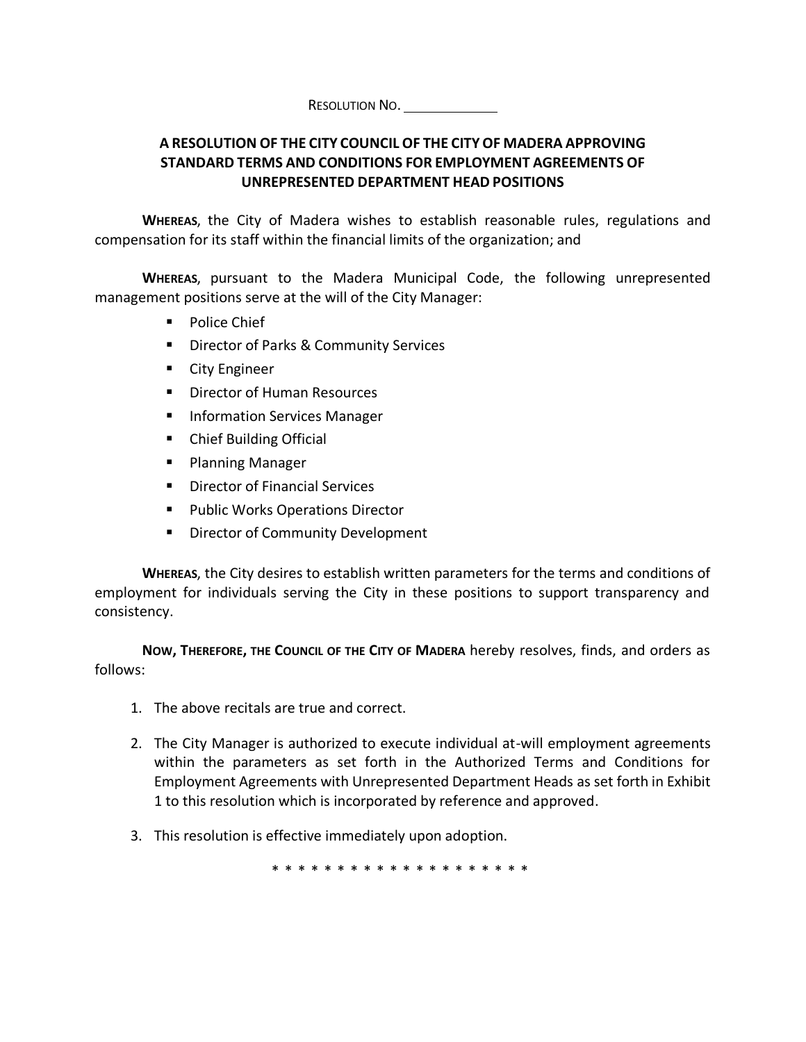RESOLUTION NO. ____________

# A RESOLUTION OF THE CITY COUNCIL OF THE CITY OF MADERA APPROVING STANDARD TERMS AND CONDITIONS FOR EMPLOYMENT AGREEMENTS OF UNREPRESENTED DEPARTMENT HEAD POSITIONS

**WHEREAS**, the City of Madera wishes to establish reasonable rules, regulations and compensation for its staff within the financial limits of the organization; and

**WHEREAS**, pursuant to the Madera Municipal Code, the following unrepresented management positions serve at the will of the City Manager:

- Police Chief
- Director of Parks & Community Services
- City Engineer
- Director of Human Resources
- Information Services Manager
- Chief Building Official
- Planning Manager
- Director of Financial Services
- Public Works Operations Director
- Director of Community Development

**WHEREAS**, the City desires to establish written parameters for the terms and conditions of employment for individuals serving the City in these positions to support transparency and consistency.

**NOW, THEREFORE, THE COUNCIL OF THE CITY OF MADERA** hereby resolves, finds, and orders as follows:

1. The above recitals are true and correct.
2. The City Manager is authorized to execute individual at-will employment agreements within the parameters as set forth in the Authorized Terms and Conditions for Employment Agreements with Unrepresented Department Heads as set forth in Exhibit 1 to this resolution which is incorporated by reference and approved.
3. This resolution is effective immediately upon adoption.

* * * * * * * * * * * * * * * * * * * * *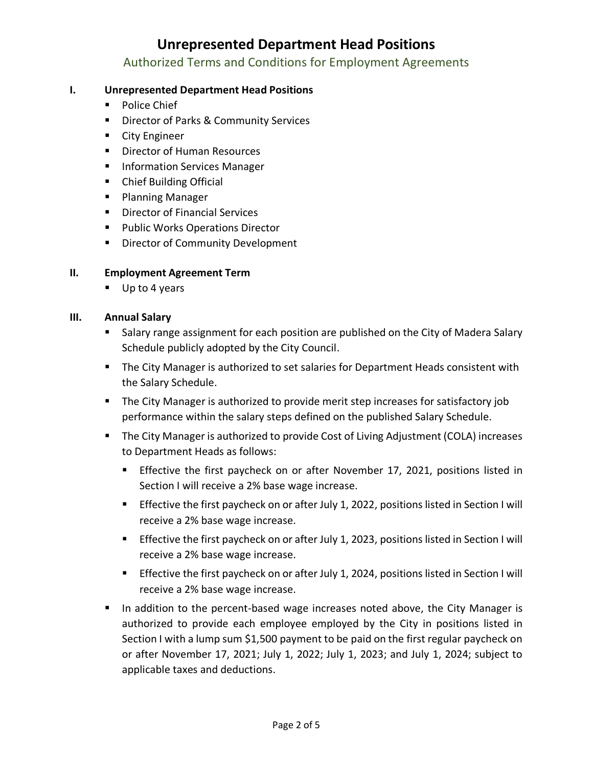# Unrepresented Department Head Positions

## Authorized Terms and Conditions for Employment Agreements

### I. Unrepresented Department Head Positions

- Police Chief
- Director of Parks & Community Services
- City Engineer
- Director of Human Resources
- Information Services Manager
- Chief Building Official
- Planning Manager
- Director of Financial Services
- Public Works Operations Director
- Director of Community Development

### II. Employment Agreement Term

- Up to 4 years

### III. Annual Salary

- Salary range assignment for each position are published on the City of Madera Salary Schedule publicly adopted by the City Council.
- The City Manager is authorized to set salaries for Department Heads consistent with the Salary Schedule.
- The City Manager is authorized to provide merit step increases for satisfactory job performance within the salary steps defined on the published Salary Schedule.
- The City Manager is authorized to provide Cost of Living Adjustment (COLA) increases to Department Heads as follows:
  - Effective the first paycheck on or after November 17, 2021, positions listed in Section I will receive a 2% base wage increase.
  - Effective the first paycheck on or after July 1, 2022, positions listed in Section I will receive a 2% base wage increase.
  - Effective the first paycheck on or after July 1, 2023, positions listed in Section I will receive a 2% base wage increase.
  - Effective the first paycheck on or after July 1, 2024, positions listed in Section I will receive a 2% base wage increase.
- In addition to the percent-based wage increases noted above, the City Manager is authorized to provide each employee employed by the City in positions listed in Section I with a lump sum $1,500 payment to be paid on the first regular paycheck on or after November 17, 2021; July 1, 2022; July 1, 2023; and July 1, 2024; subject to applicable taxes and deductions.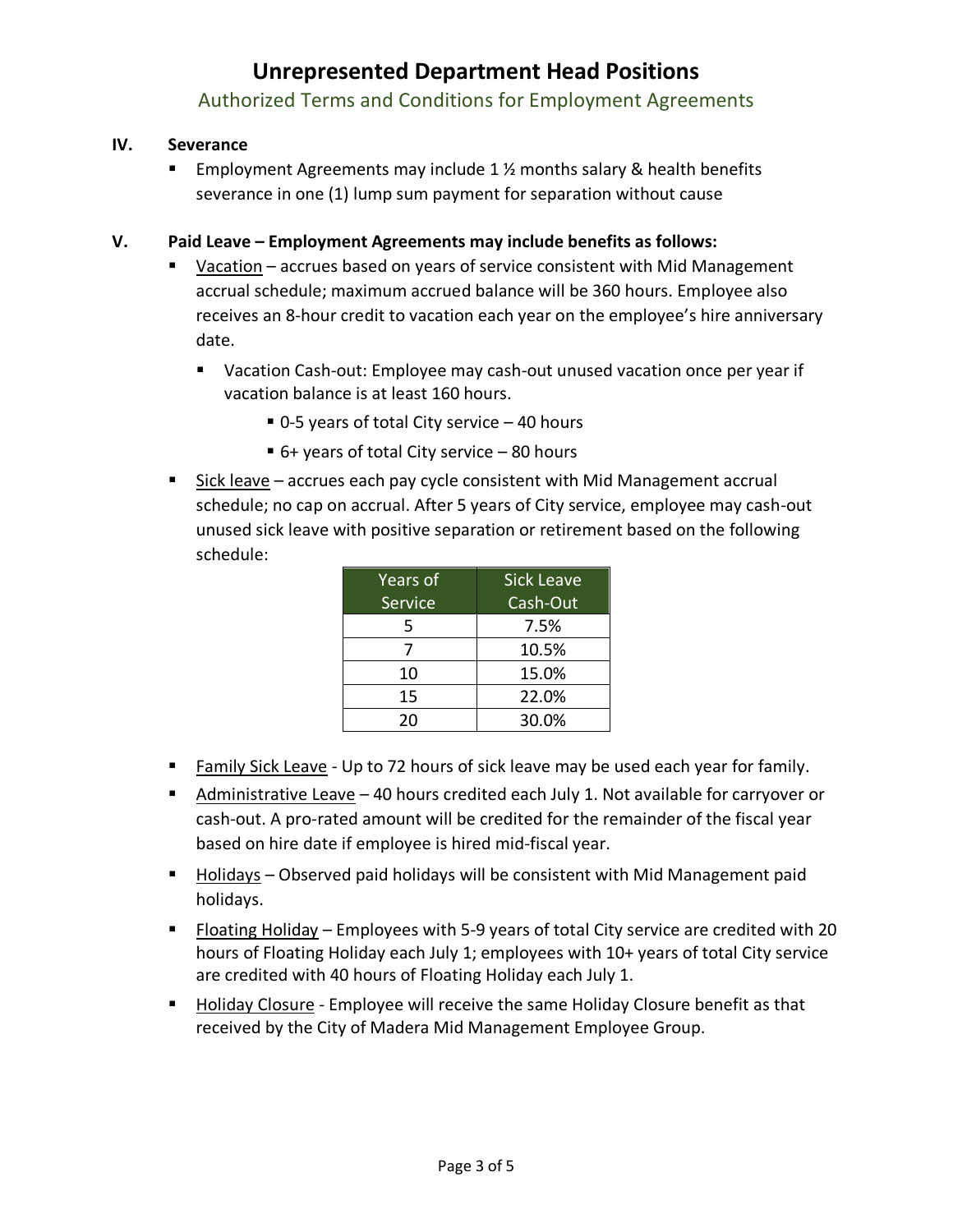## IV. Severance

- Employment Agreements may include 1 ½ months salary & health benefits severance in one (1) lump sum payment for separation without cause

## V. Paid Leave – Employment Agreements may include benefits as follows:

- Vacation – accrues based on years of service consistent with Mid Management accrual schedule; maximum accrued balance will be 360 hours. Employee also receives an 8-hour credit to vacation each year on the employee's hire anniversary date.
  - Vacation Cash-out: Employee may cash-out unused vacation once per year if vacation balance is at least 160 hours.
    - 0-5 years of total City service – 40 hours
    - 6+ years of total City service – 80 hours
- Sick leave – accrues each pay cycle consistent with Mid Management accrual schedule; no cap on accrual. After 5 years of City service, employee may cash-out unused sick leave with positive separation or retirement based on the following schedule:

| Years of Service | Sick Leave Cash-Out |
|---|---|
| 5 | 7.5% |
| 7 | 10.5% |
| 10 | 15.0% |
| 15 | 22.0% |
| 20 | 30.0% |

- Family Sick Leave - Up to 72 hours of sick leave may be used each year for family.
- Administrative Leave – 40 hours credited each July 1. Not available for carryover or cash-out. A pro-rated amount will be credited for the remainder of the fiscal year based on hire date if employee is hired mid-fiscal year.
- Holidays – Observed paid holidays will be consistent with Mid Management paid holidays.
- Floating Holiday – Employees with 5-9 years of total City service are credited with 20 hours of Floating Holiday each July 1; employees with 10+ years of total City service are credited with 40 hours of Floating Holiday each July 1.
- Holiday Closure - Employee will receive the same Holiday Closure benefit as that received by the City of Madera Mid Management Employee Group.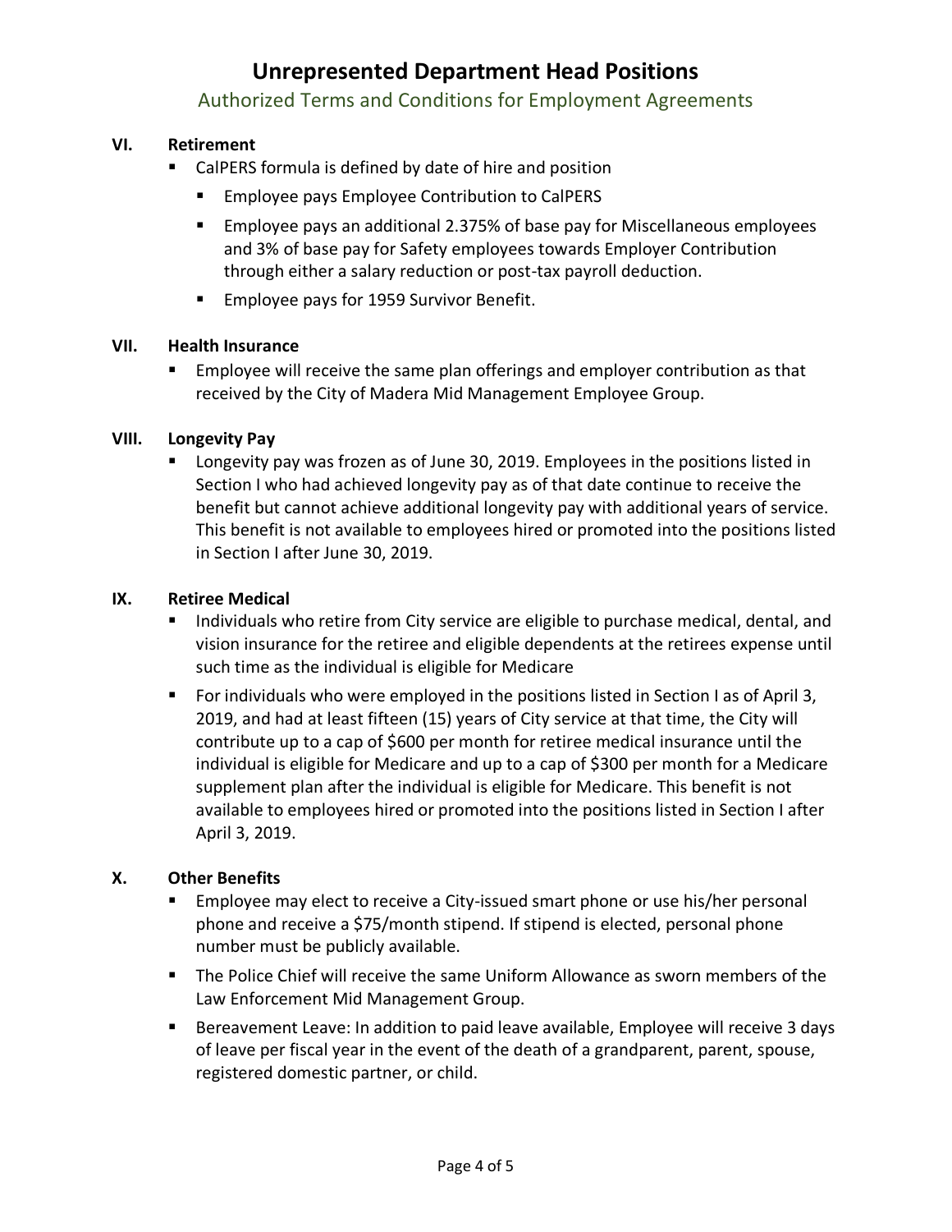### VI. Retirement

- CalPERS formula is defined by date of hire and position
  - Employee pays Employee Contribution to CalPERS
  - Employee pays an additional 2.375% of base pay for Miscellaneous employees and 3% of base pay for Safety employees towards Employer Contribution through either a salary reduction or post-tax payroll deduction.
  - Employee pays for 1959 Survivor Benefit.

### VII. Health Insurance

- Employee will receive the same plan offerings and employer contribution as that received by the City of Madera Mid Management Employee Group.

### VIII. Longevity Pay

- Longevity pay was frozen as of June 30, 2019. Employees in the positions listed in Section I who had achieved longevity pay as of that date continue to receive the benefit but cannot achieve additional longevity pay with additional years of service. This benefit is not available to employees hired or promoted into the positions listed in Section I after June 30, 2019.

### IX. Retiree Medical

- Individuals who retire from City service are eligible to purchase medical, dental, and vision insurance for the retiree and eligible dependents at the retirees expense until such time as the individual is eligible for Medicare
- For individuals who were employed in the positions listed in Section I as of April 3, 2019, and had at least fifteen (15) years of City service at that time, the City will contribute up to a cap of $600 per month for retiree medical insurance until the individual is eligible for Medicare and up to a cap of $300 per month for a Medicare supplement plan after the individual is eligible for Medicare. This benefit is not available to employees hired or promoted into the positions listed in Section I after April 3, 2019.

### X. Other Benefits

- Employee may elect to receive a City-issued smart phone or use his/her personal phone and receive a $75/month stipend. If stipend is elected, personal phone number must be publicly available.
- The Police Chief will receive the same Uniform Allowance as sworn members of the Law Enforcement Mid Management Group.
- Bereavement Leave: In addition to paid leave available, Employee will receive 3 days of leave per fiscal year in the event of the death of a grandparent, parent, spouse, registered domestic partner, or child.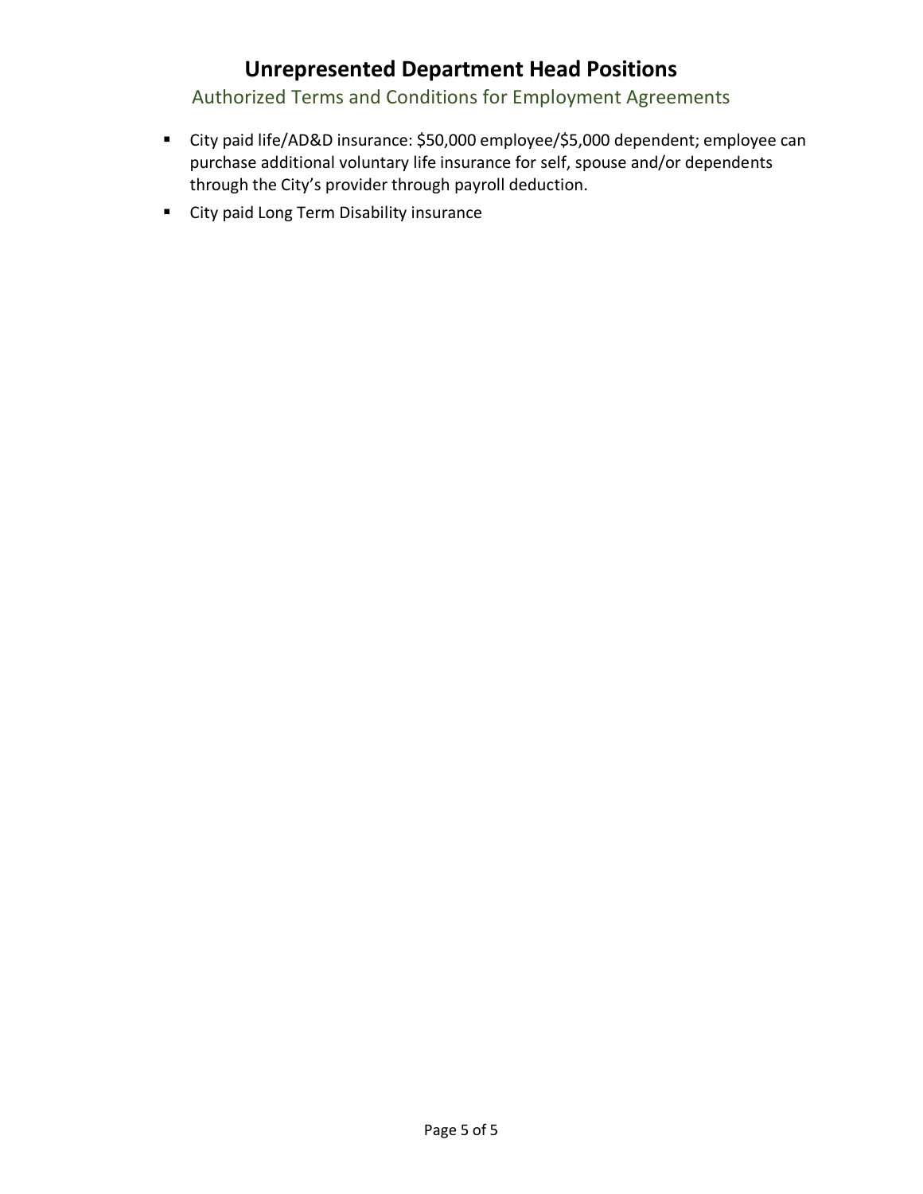- City paid life/AD&D insurance: $50,000 employee/$5,000 dependent; employee can purchase additional voluntary life insurance for self, spouse and/or dependents through the City's provider through payroll deduction.
- City paid Long Term Disability insurance